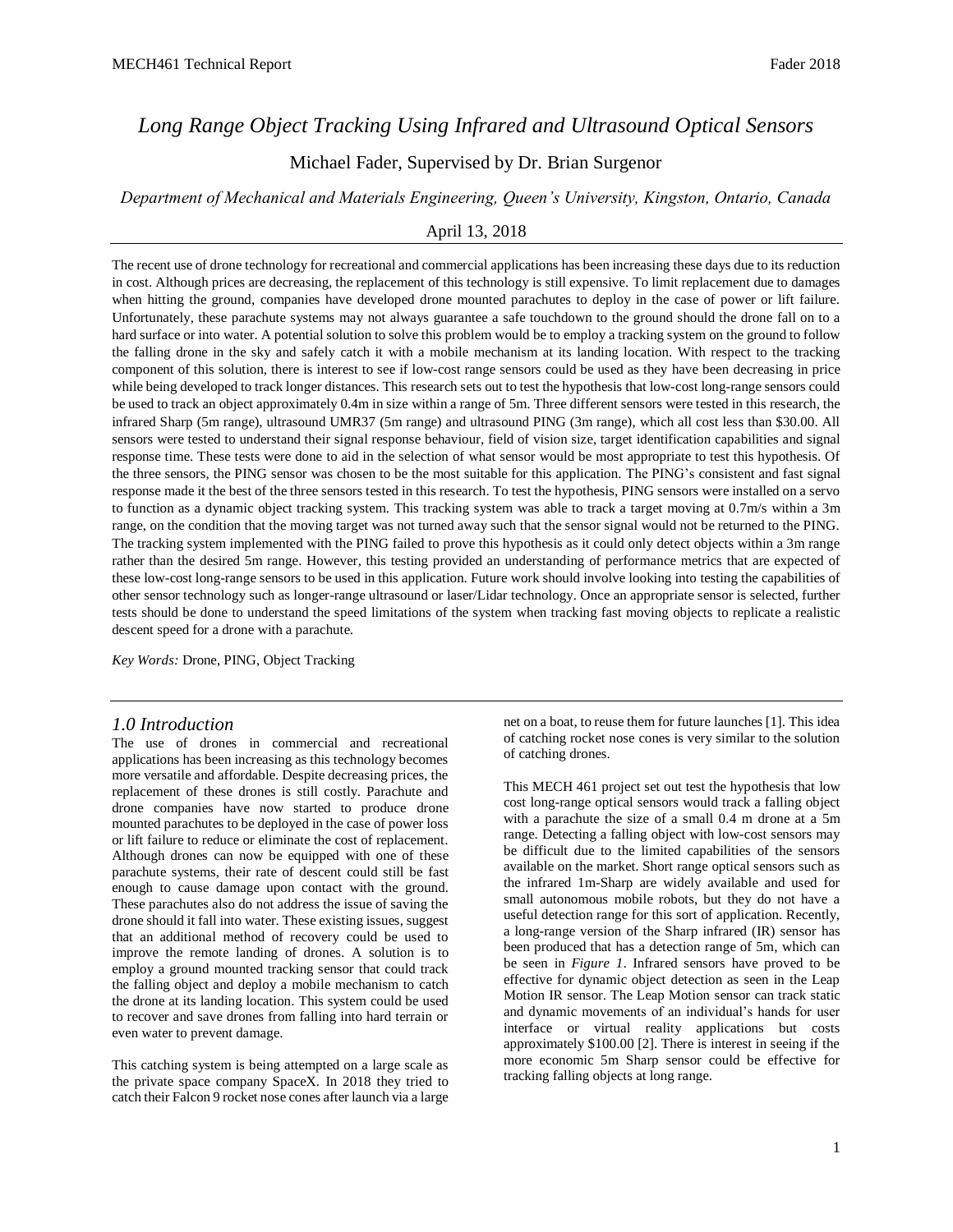# *Long Range Object Tracking Using Infrared and Ultrasound Optical Sensors*

Michael Fader, Supervised by Dr. Brian Surgenor

*Department of Mechanical and Materials Engineering, Queen's University, Kingston, Ontario, Canada*

April 13, 2018

---

The recent use of drone technology for recreational and commercial applications has been increasing these days due to its reduction in cost. Although prices are decreasing, the replacement of this technology is still expensive. To limit replacement due to damages when hitting the ground, companies have developed drone mounted parachutes to deploy in the case of power or lift failure. Unfortunately, these parachute systems may not always guarantee a safe touchdown to the ground should the drone fall on to a hard surface or into water. A potential solution to solve this problem would be to employ a tracking system on the ground to follow the falling drone in the sky and safely catch it with a mobile mechanism at its landing location. With respect to the tracking component of this solution, there is interest to see if low-cost range sensors could be used as they have been decreasing in price while being developed to track longer distances. This research sets out to test the hypothesis that low-cost long-range sensors could be used to track an object approximately 0.4m in size within a range of 5m. Three different sensors were tested in this research, the infrared Sharp (5m range), ultrasound UMR37 (5m range) and ultrasound PING (3m range), which all cost less than $30.00. All sensors were tested to understand their signal response behaviour, field of vision size, target identification capabilities and signal response time. These tests were done to aid in the selection of what sensor would be most appropriate to test this hypothesis. Of the three sensors, the PING sensor was chosen to be the most suitable for this application. The PING's consistent and fast signal response made it the best of the three sensors tested in this research. To test the hypothesis, PING sensors were installed on a servo to function as a dynamic object tracking system. This tracking system was able to track a target moving at 0.7m/s within a 3m range, on the condition that the moving target was not turned away such that the sensor signal would not be returned to the PING. The tracking system implemented with the PING failed to prove this hypothesis as it could only detect objects within a 3m range rather than the desired 5m range. However, this testing provided an understanding of performance metrics that are expected of these low-cost long-range sensors to be used in this application. Future work should involve looking into testing the capabilities of other sensor technology such as longer-range ultrasound or laser/Lidar technology. Once an appropriate sensor is selected, further tests should be done to understand the speed limitations of the system when tracking fast moving objects to replicate a realistic descent speed for a drone with a parachute.

*Key Words:* Drone, PING, Object Tracking

---

## *1.0 Introduction*

The use of drones in commercial and recreational applications has been increasing as this technology becomes more versatile and affordable. Despite decreasing prices, the replacement of these drones is still costly. Parachute and drone companies have now started to produce drone mounted parachutes to be deployed in the case of power loss or lift failure to reduce or eliminate the cost of replacement. Although drones can now be equipped with one of these parachute systems, their rate of descent could still be fast enough to cause damage upon contact with the ground. These parachutes also do not address the issue of saving the drone should it fall into water. These existing issues, suggest that an additional method of recovery could be used to improve the remote landing of drones. A solution is to employ a ground mounted tracking sensor that could track the falling object and deploy a mobile mechanism to catch the drone at its landing location. This system could be used to recover and save drones from falling into hard terrain or even water to prevent damage.

This catching system is being attempted on a large scale as the private space company SpaceX. In 2018 they tried to catch their Falcon 9 rocket nose cones after launch via a large net on a boat, to reuse them for future launches [1]. This idea of catching rocket nose cones is very similar to the solution of catching drones.

This MECH 461 project set out test the hypothesis that low cost long-range optical sensors would track a falling object with a parachute the size of a small 0.4 m drone at a 5m range. Detecting a falling object with low-cost sensors may be difficult due to the limited capabilities of the sensors available on the market. Short range optical sensors such as the infrared 1m-Sharp are widely available and used for small autonomous mobile robots, but they do not have a useful detection range for this sort of application. Recently, a long-range version of the Sharp infrared (IR) sensor has been produced that has a detection range of 5m, which can be seen in *Figure 1*. Infrared sensors have proved to be effective for dynamic object detection as seen in the Leap Motion IR sensor. The Leap Motion sensor can track static and dynamic movements of an individual's hands for user interface or virtual reality applications but costs approximately $100.00 [2]. There is interest in seeing if the more economic 5m Sharp sensor could be effective for tracking falling objects at long range.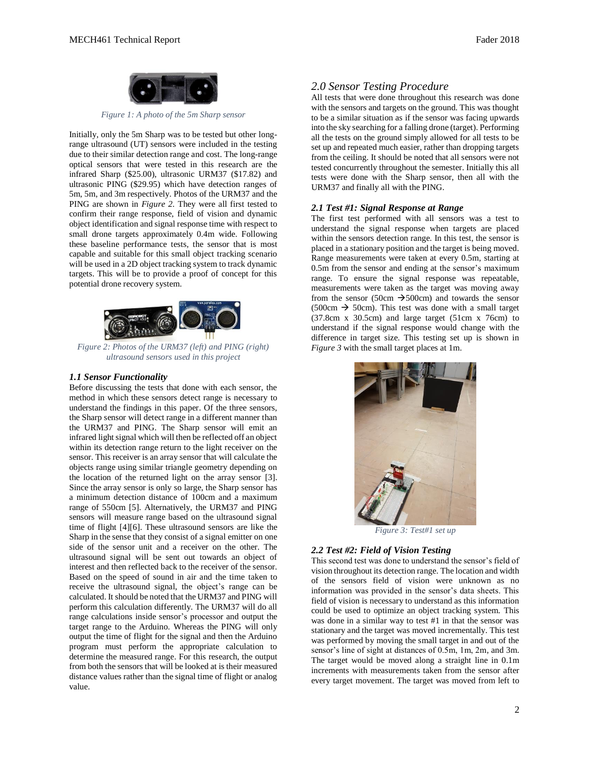*Figure 1: A photo of the 5m Sharp sensor*

Initially, only the 5m Sharp was to be tested but other long-range ultrasound (UT) sensors were included in the testing due to their similar detection range and cost. The long-range optical sensors that were tested in this research are the infrared Sharp ($25.00), ultrasonic URM37 ($17.82) and ultrasonic PING ($29.95) which have detection ranges of 5m, 5m, and 3m respectively. Photos of the URM37 and the PING are shown in *Figure 2*. They were all first tested to confirm their range response, field of vision and dynamic object identification and signal response time with respect to small drone targets approximately 0.4m wide. Following these baseline performance tests, the sensor that is most capable and suitable for this small object tracking scenario will be used in a 2D object tracking system to track dynamic targets. This will be to provide a proof of concept for this potential drone recovery system.

*Figure 2: Photos of the URM37 (left) and PING (right) ultrasound sensors used in this project*

### *1.1 Sensor Functionality*

Before discussing the tests that done with each sensor, the method in which these sensors detect range is necessary to understand the findings in this paper. Of the three sensors, the Sharp sensor will detect range in a different manner than the URM37 and PING. The Sharp sensor will emit an infrared light signal which will then be reflected off an object within its detection range return to the light receiver on the sensor. This receiver is an array sensor that will calculate the objects range using similar triangle geometry depending on the location of the returned light on the array sensor [3]. Since the array sensor is only so large, the Sharp sensor has a minimum detection distance of 100cm and a maximum range of 550cm [5]. Alternatively, the URM37 and PING sensors will measure range based on the ultrasound signal time of flight [4][6]. These ultrasound sensors are like the Sharp in the sense that they consist of a signal emitter on one side of the sensor unit and a receiver on the other. The ultrasound signal will be sent out towards an object of interest and then reflected back to the receiver of the sensor. Based on the speed of sound in air and the time taken to receive the ultrasound signal, the object's range can be calculated. It should be noted that the URM37 and PING will perform this calculation differently. The URM37 will do all range calculations inside sensor's processor and output the target range to the Arduino. Whereas the PING will only output the time of flight for the signal and then the Arduino program must perform the appropriate calculation to determine the measured range. For this research, the output from both the sensors that will be looked at is their measured distance values rather than the signal time of flight or analog value.

## *2.0 Sensor Testing Procedure*

All tests that were done throughout this research was done with the sensors and targets on the ground. This was thought to be a similar situation as if the sensor was facing upwards into the sky searching for a falling drone (target). Performing all the tests on the ground simply allowed for all tests to be set up and repeated much easier, rather than dropping targets from the ceiling. It should be noted that all sensors were not tested concurrently throughout the semester. Initially this all tests were done with the Sharp sensor, then all with the URM37 and finally all with the PING.

### *2.1 Test #1: Signal Response at Range*

The first test performed with all sensors was a test to understand the signal response when targets are placed within the sensors detection range. In this test, the sensor is placed in a stationary position and the target is being moved. Range measurements were taken at every 0.5m, starting at 0.5m from the sensor and ending at the sensor's maximum range. To ensure the signal response was repeatable, measurements were taken as the target was moving away from the sensor (50cm →500cm) and towards the sensor (500cm → 50cm). This test was done with a small target (37.8cm x 30.5cm) and large target (51cm x 76cm) to understand if the signal response would change with the difference in target size. This testing set up is shown in *Figure 3* with the small target places at 1m.

*Figure 3: Test#1 set up*

### *2.2 Test #2: Field of Vision Testing*

This second test was done to understand the sensor's field of vision throughout its detection range. The location and width of the sensors field of vision were unknown as no information was provided in the sensor's data sheets. This field of vision is necessary to understand as this information could be used to optimize an object tracking system. This was done in a similar way to test #1 in that the sensor was stationary and the target was moved incrementally. This test was performed by moving the small target in and out of the sensor's line of sight at distances of 0.5m, 1m, 2m, and 3m. The target would be moved along a straight line in 0.1m increments with measurements taken from the sensor after every target movement. The target was moved from left to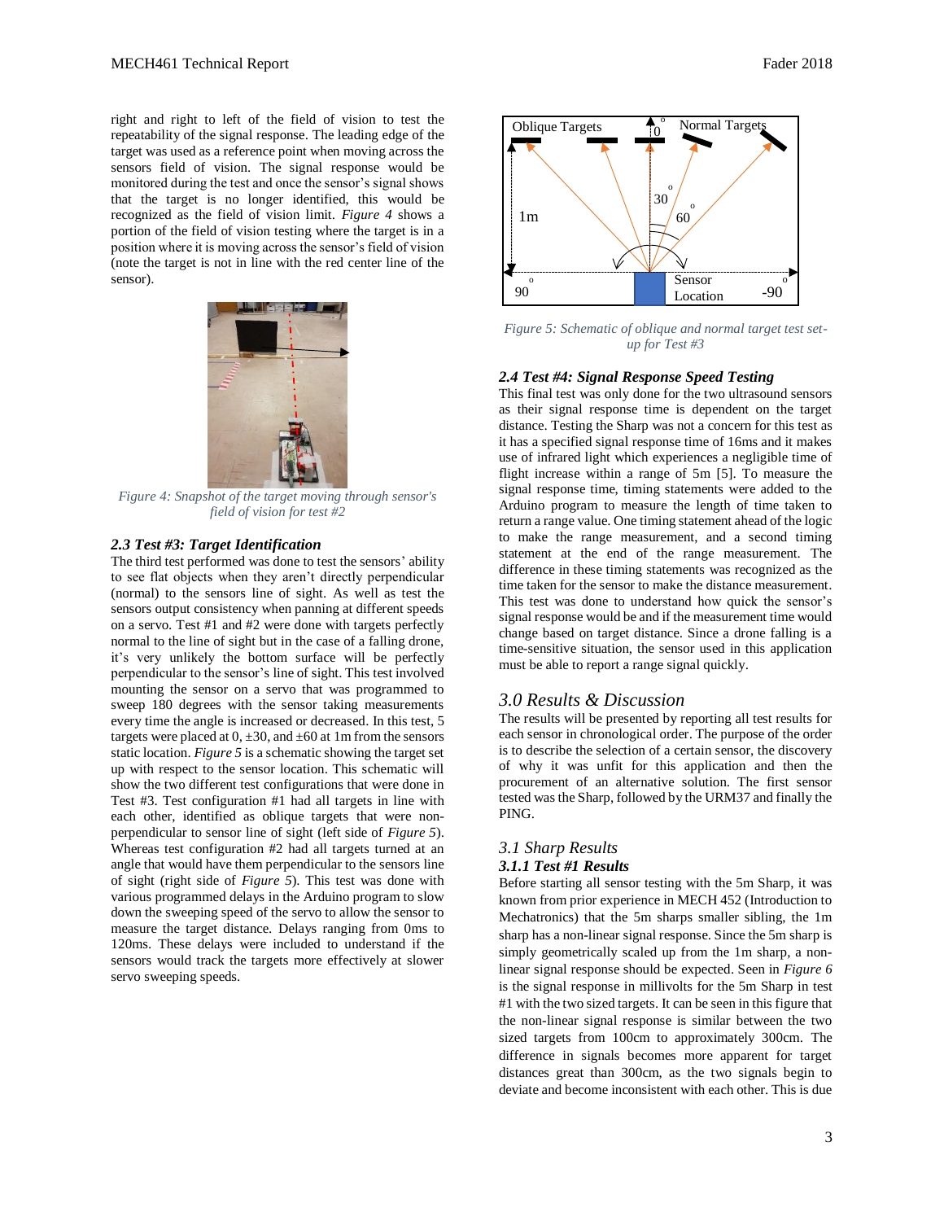right and right to left of the field of vision to test the repeatability of the signal response. The leading edge of the target was used as a reference point when moving across the sensors field of vision. The signal response would be monitored during the test and once the sensor's signal shows that the target is no longer identified, this would be recognized as the field of vision limit. *Figure 4* shows a portion of the field of vision testing where the target is in a position where it is moving across the sensor's field of vision (note the target is not in line with the red center line of the sensor).

*Figure 4: Snapshot of the target moving through sensor's field of vision for test #2*

### *2.3 Test #3: Target Identification*

The third test performed was done to test the sensors' ability to see flat objects when they aren't directly perpendicular (normal) to the sensors line of sight. As well as test the sensors output consistency when panning at different speeds on a servo. Test #1 and #2 were done with targets perfectly normal to the line of sight but in the case of a falling drone, it's very unlikely the bottom surface will be perfectly perpendicular to the sensor's line of sight. This test involved mounting the sensor on a servo that was programmed to sweep 180 degrees with the sensor taking measurements every time the angle is increased or decreased. In this test, 5 targets were placed at 0, ±30, and ±60 at 1m from the sensors static location. *Figure 5* is a schematic showing the target set up with respect to the sensor location. This schematic will show the two different test configurations that were done in Test #3. Test configuration #1 had all targets in line with each other, identified as oblique targets that were non-perpendicular to sensor line of sight (left side of *Figure 5*). Whereas test configuration #2 had all targets turned at an angle that would have them perpendicular to the sensors line of sight (right side of *Figure 5*). This test was done with various programmed delays in the Arduino program to slow down the sweeping speed of the servo to allow the sensor to measure the target distance. Delays ranging from 0ms to 120ms. These delays were included to understand if the sensors would track the targets more effectively at slower servo sweeping speeds.

*Figure 5: Schematic of oblique and normal target test set-up for Test #3*

### *2.4 Test #4: Signal Response Speed Testing*

This final test was only done for the two ultrasound sensors as their signal response time is dependent on the target distance. Testing the Sharp was not a concern for this test as it has a specified signal response time of 16ms and it makes use of infrared light which experiences a negligible time of flight increase within a range of 5m [5]. To measure the signal response time, timing statements were added to the Arduino program to measure the length of time taken to return a range value. One timing statement ahead of the logic to make the range measurement, and a second timing statement at the end of the range measurement. The difference in these timing statements was recognized as the time taken for the sensor to make the distance measurement. This test was done to understand how quick the sensor's signal response would be and if the measurement time would change based on target distance. Since a drone falling is a time-sensitive situation, the sensor used in this application must be able to report a range signal quickly.

## *3.0 Results & Discussion*

The results will be presented by reporting all test results for each sensor in chronological order. The purpose of the order is to describe the selection of a certain sensor, the discovery of why it was unfit for this application and then the procurement of an alternative solution. The first sensor tested was the Sharp, followed by the URM37 and finally the PING.

### *3.1 Sharp Results*

#### *3.1.1 Test #1 Results*

Before starting all sensor testing with the 5m Sharp, it was known from prior experience in MECH 452 (Introduction to Mechatronics) that the 5m sharps smaller sibling, the 1m sharp has a non-linear signal response. Since the 5m sharp is simply geometrically scaled up from the 1m sharp, a non-linear signal response should be expected. Seen in *Figure 6* is the signal response in millivolts for the 5m Sharp in test #1 with the two sized targets. It can be seen in this figure that the non-linear signal response is similar between the two sized targets from 100cm to approximately 300cm. The difference in signals becomes more apparent for target distances great than 300cm, as the two signals begin to deviate and become inconsistent with each other. This is due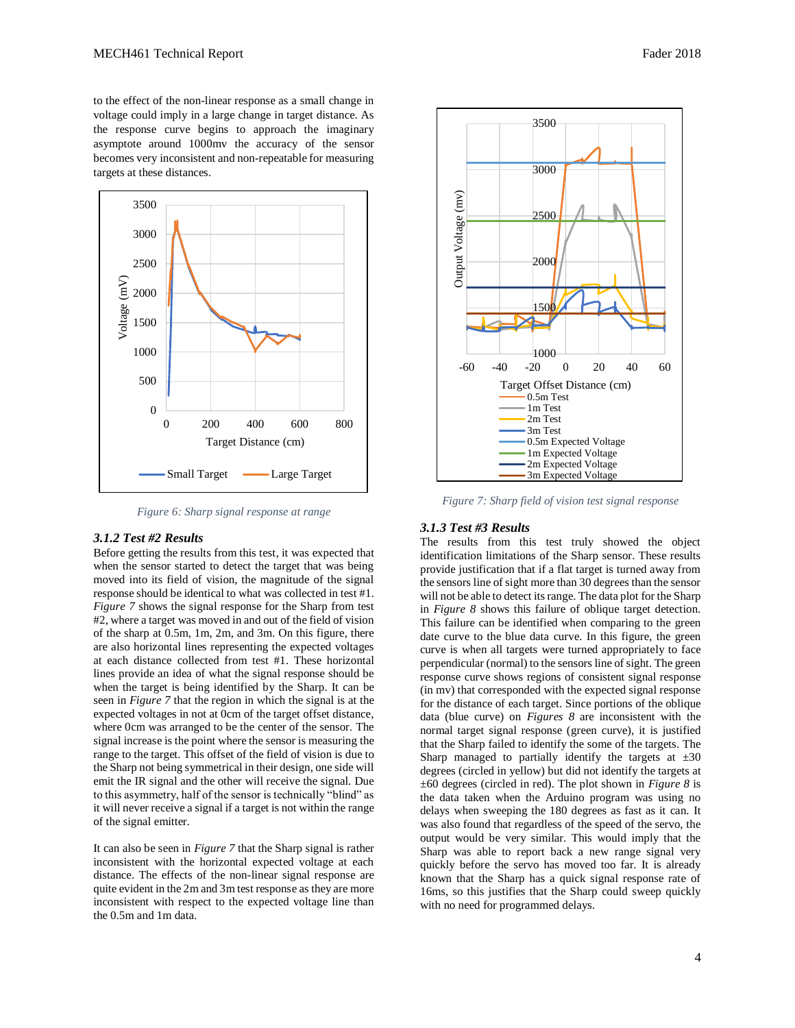to the effect of the non-linear response as a small change in voltage could imply in a large change in target distance. As the response curve begins to approach the imaginary asymptote around 1000mv the accuracy of the sensor becomes very inconsistent and non-repeatable for measuring targets at these distances.

*Figure 6: Sharp signal response at range*

### *3.1.2 Test #2 Results*

Before getting the results from this test, it was expected that when the sensor started to detect the target that was being moved into its field of vision, the magnitude of the signal response should be identical to what was collected in test #1. *Figure 7* shows the signal response for the Sharp from test #2, where a target was moved in and out of the field of vision of the sharp at 0.5m, 1m, 2m, and 3m. On this figure, there are also horizontal lines representing the expected voltages at each distance collected from test #1. These horizontal lines provide an idea of what the signal response should be when the target is being identified by the Sharp. It can be seen in *Figure 7* that the region in which the signal is at the expected voltages in not at 0cm of the target offset distance, where 0cm was arranged to be the center of the sensor. The signal increase is the point where the sensor is measuring the range to the target. This offset of the field of vision is due to the Sharp not being symmetrical in their design, one side will emit the IR signal and the other will receive the signal. Due to this asymmetry, half of the sensor is technically "blind" as it will never receive a signal if a target is not within the range of the signal emitter.

It can also be seen in *Figure 7* that the Sharp signal is rather inconsistent with the horizontal expected voltage at each distance. The effects of the non-linear signal response are quite evident in the 2m and 3m test response as they are more inconsistent with respect to the expected voltage line than the 0.5m and 1m data.

*Figure 7: Sharp field of vision test signal response*

### *3.1.3 Test #3 Results*

The results from this test truly showed the object identification limitations of the Sharp sensor. These results provide justification that if a flat target is turned away from the sensors line of sight more than 30 degrees than the sensor will not be able to detect its range. The data plot for the Sharp in *Figure 8* shows this failure of oblique target detection. This failure can be identified when comparing to the green date curve to the blue data curve. In this figure, the green curve is when all targets were turned appropriately to face perpendicular (normal) to the sensors line of sight. The green response curve shows regions of consistent signal response (in mv) that corresponded with the expected signal response for the distance of each target. Since portions of the oblique data (blue curve) on *Figures 8* are inconsistent with the normal target signal response (green curve), it is justified that the Sharp failed to identify the some of the targets. The Sharp managed to partially identify the targets at ±30 degrees (circled in yellow) but did not identify the targets at ±60 degrees (circled in red). The plot shown in *Figure 8* is the data taken when the Arduino program was using no delays when sweeping the 180 degrees as fast as it can. It was also found that regardless of the speed of the servo, the output would be very similar. This would imply that the Sharp was able to report back a new range signal very quickly before the servo has moved too far. It is already known that the Sharp has a quick signal response rate of 16ms, so this justifies that the Sharp could sweep quickly with no need for programmed delays.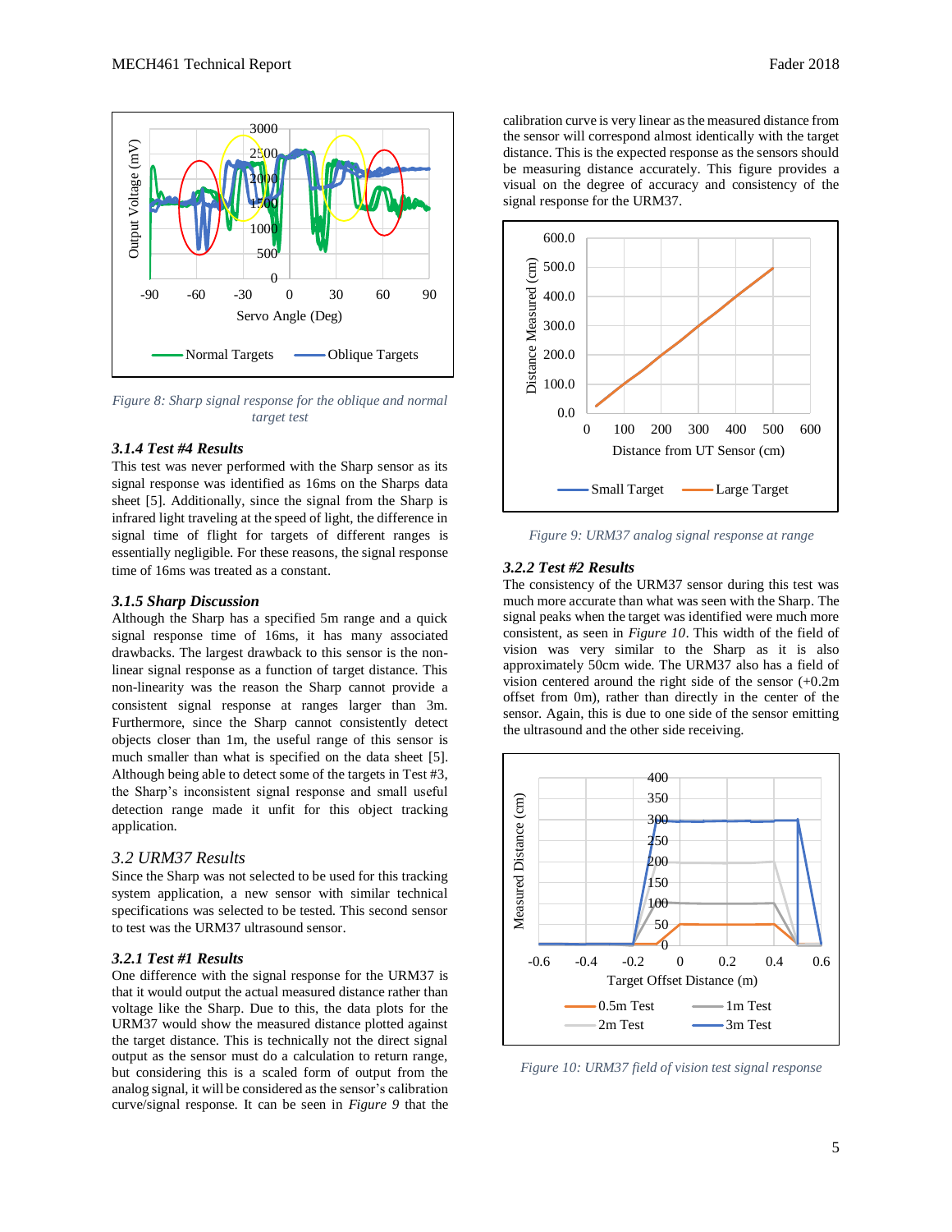Figure 8: Sharp signal response for the oblique and normal target test

### 3.1.4 Test #4 Results

This test was never performed with the Sharp sensor as its signal response was identified as 16ms on the Sharps data sheet [5]. Additionally, since the signal from the Sharp is infrared light traveling at the speed of light, the difference in signal time of flight for targets of different ranges is essentially negligible. For these reasons, the signal response time of 16ms was treated as a constant.

### 3.1.5 Sharp Discussion

Although the Sharp has a specified 5m range and a quick signal response time of 16ms, it has many associated drawbacks. The largest drawback to this sensor is the non-linear signal response as a function of target distance. This non-linearity was the reason the Sharp cannot provide a consistent signal response at ranges larger than 3m. Furthermore, since the Sharp cannot consistently detect objects closer than 1m, the useful range of this sensor is much smaller than what is specified on the data sheet [5]. Although being able to detect some of the targets in Test #3, the Sharp's inconsistent signal response and small useful detection range made it unfit for this object tracking application.

## 3.2 URM37 Results

Since the Sharp was not selected to be used for this tracking system application, a new sensor with similar technical specifications was selected to be tested. This second sensor to test was the URM37 ultrasound sensor.

### 3.2.1 Test #1 Results

One difference with the signal response for the URM37 is that it would output the actual measured distance rather than voltage like the Sharp. Due to this, the data plots for the URM37 would show the measured distance plotted against the target distance. This is technically not the direct signal output as the sensor must do a calculation to return range, but considering this is a scaled form of output from the analog signal, it will be considered as the sensor's calibration curve/signal response. It can be seen in *Figure 9* that the calibration curve is very linear as the measured distance from the sensor will correspond almost identically with the target distance. This is the expected response as the sensors should be measuring distance accurately. This figure provides a visual on the degree of accuracy and consistency of the signal response for the URM37.

Figure 9: URM37 analog signal response at range

### 3.2.2 Test #2 Results

The consistency of the URM37 sensor during this test was much more accurate than what was seen with the Sharp. The signal peaks when the target was identified were much more consistent, as seen in *Figure 10*. This width of the field of vision was very similar to the Sharp as it is also approximately 50cm wide. The URM37 also has a field of vision centered around the right side of the sensor (+0.2m offset from 0m), rather than directly in the center of the sensor. Again, this is due to one side of the sensor emitting the ultrasound and the other side receiving.

Figure 10: URM37 field of vision test signal response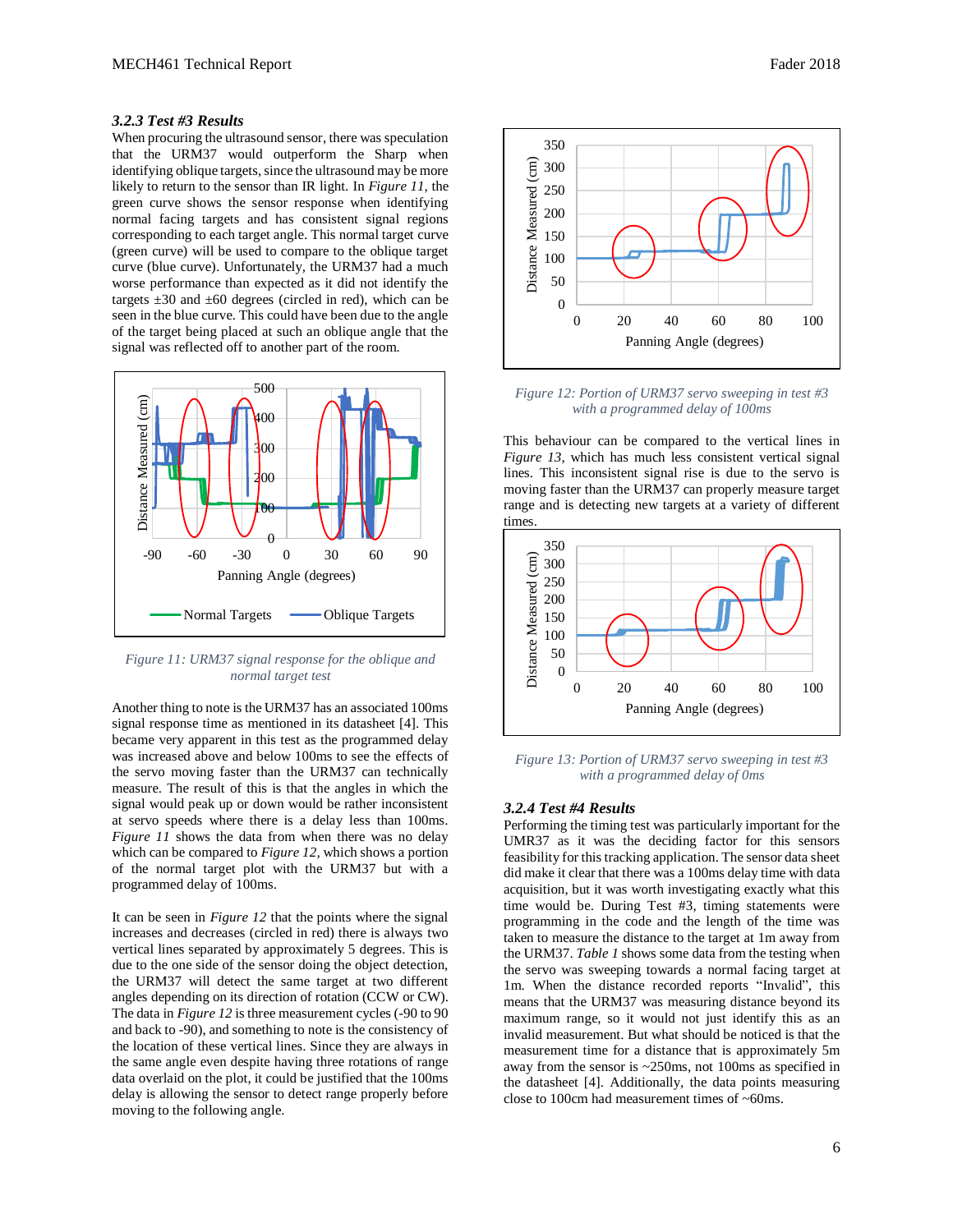### 3.2.3 Test #3 Results

When procuring the ultrasound sensor, there was speculation that the URM37 would outperform the Sharp when identifying oblique targets, since the ultrasound may be more likely to return to the sensor than IR light. In *Figure 11*, the green curve shows the sensor response when identifying normal facing targets and has consistent signal regions corresponding to each target angle. This normal target curve (green curve) will be used to compare to the oblique target curve (blue curve). Unfortunately, the URM37 had a much worse performance than expected as it did not identify the targets ±30 and ±60 degrees (circled in red), which can be seen in the blue curve. This could have been due to the angle of the target being placed at such an oblique angle that the signal was reflected off to another part of the room.

*Figure 11: URM37 signal response for the oblique and normal target test*

Another thing to note is the URM37 has an associated 100ms signal response time as mentioned in its datasheet [4]. This became very apparent in this test as the programmed delay was increased above and below 100ms to see the effects of the servo moving faster than the URM37 can technically measure. The result of this is that the angles in which the signal would peak up or down would be rather inconsistent at servo speeds where there is a delay less than 100ms. *Figure 11* shows the data from when there was no delay which can be compared to *Figure 12*, which shows a portion of the normal target plot with the URM37 but with a programmed delay of 100ms.

It can be seen in *Figure 12* that the points where the signal increases and decreases (circled in red) there is always two vertical lines separated by approximately 5 degrees. This is due to the one side of the sensor doing the object detection, the URM37 will detect the same target at two different angles depending on its direction of rotation (CCW or CW). The data in *Figure 12* is three measurement cycles (-90 to 90 and back to -90), and something to note is the consistency of the location of these vertical lines. Since they are always in the same angle even despite having three rotations of range data overlaid on the plot, it could be justified that the 100ms delay is allowing the sensor to detect range properly before moving to the following angle.

*Figure 12: Portion of URM37 servo sweeping in test #3 with a programmed delay of 100ms*

This behaviour can be compared to the vertical lines in *Figure 13*, which has much less consistent vertical signal lines. This inconsistent signal rise is due to the servo is moving faster than the URM37 can properly measure target range and is detecting new targets at a variety of different times.

*Figure 13: Portion of URM37 servo sweeping in test #3 with a programmed delay of 0ms*

### 3.2.4 Test #4 Results

Performing the timing test was particularly important for the UMR37 as it was the deciding factor for this sensors feasibility for this tracking application. The sensor data sheet did make it clear that there was a 100ms delay time with data acquisition, but it was worth investigating exactly what this time would be. During Test #3, timing statements were programming in the code and the length of the time was taken to measure the distance to the target at 1m away from the URM37. *Table 1* shows some data from the testing when the servo was sweeping towards a normal facing target at 1m. When the distance recorded reports "Invalid", this means that the URM37 was measuring distance beyond its maximum range, so it would not just identify this as an invalid measurement. But what should be noticed is that the measurement time for a distance that is approximately 5m away from the sensor is ~250ms, not 100ms as specified in the datasheet [4]. Additionally, the data points measuring close to 100cm had measurement times of ~60ms.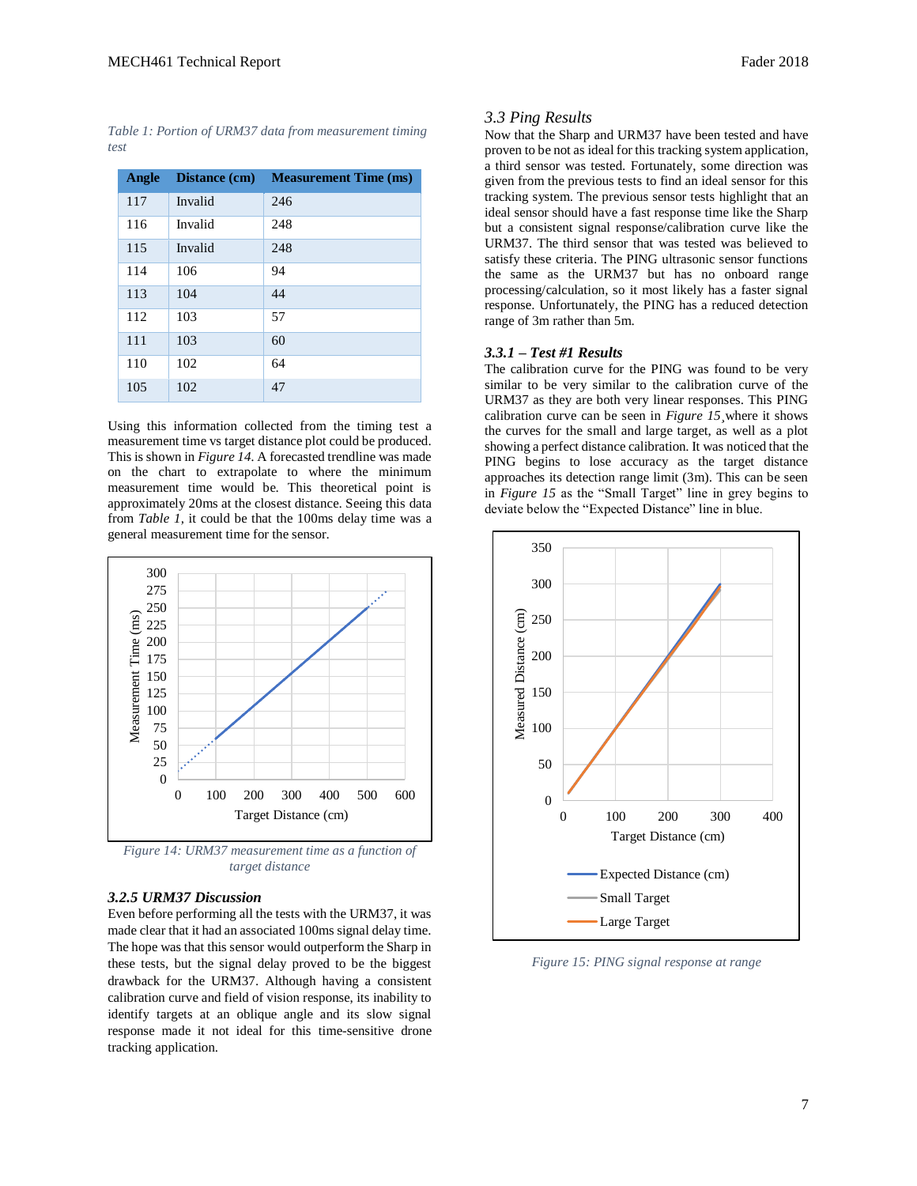*Table 1: Portion of URM37 data from measurement timing test*

| Angle | Distance (cm) | Measurement Time (ms) |
|---|---|---|
| 117 | Invalid | 246 |
| 116 | Invalid | 248 |
| 115 | Invalid | 248 |
| 114 | 106 | 94 |
| 113 | 104 | 44 |
| 112 | 103 | 57 |
| 111 | 103 | 60 |
| 110 | 102 | 64 |
| 105 | 102 | 47 |

Using this information collected from the timing test a measurement time vs target distance plot could be produced. This is shown in *Figure 14.* A forecasted trendline was made on the chart to extrapolate to where the minimum measurement time would be. This theoretical point is approximately 20ms at the closest distance. Seeing this data from *Table 1,* it could be that the 100ms delay time was a general measurement time for the sensor.

*Figure 14: URM37 measurement time as a function of target distance*

### *3.2.5 URM37 Discussion*

Even before performing all the tests with the URM37, it was made clear that it had an associated 100ms signal delay time. The hope was that this sensor would outperform the Sharp in these tests, but the signal delay proved to be the biggest drawback for the URM37. Although having a consistent calibration curve and field of vision response, its inability to identify targets at an oblique angle and its slow signal response made it not ideal for this time-sensitive drone tracking application.

## *3.3 Ping Results*

Now that the Sharp and URM37 have been tested and have proven to be not as ideal for this tracking system application, a third sensor was tested. Fortunately, some direction was given from the previous tests to find an ideal sensor for this tracking system. The previous sensor tests highlight that an ideal sensor should have a fast response time like the Sharp but a consistent signal response/calibration curve like the URM37. The third sensor that was tested was believed to satisfy these criteria. The PING ultrasonic sensor functions the same as the URM37 but has no onboard range processing/calculation, so it most likely has a faster signal response. Unfortunately, the PING has a reduced detection range of 3m rather than 5m.

### *3.3.1 – Test #1 Results*

The calibration curve for the PING was found to be very similar to be very similar to the calibration curve of the URM37 as they are both very linear responses. This PING calibration curve can be seen in *Figure 15*, where it shows the curves for the small and large target, as well as a plot showing a perfect distance calibration. It was noticed that the PING begins to lose accuracy as the target distance approaches its detection range limit (3m). This can be seen in *Figure 15* as the "Small Target" line in grey begins to deviate below the "Expected Distance" line in blue.

*Figure 15: PING signal response at range*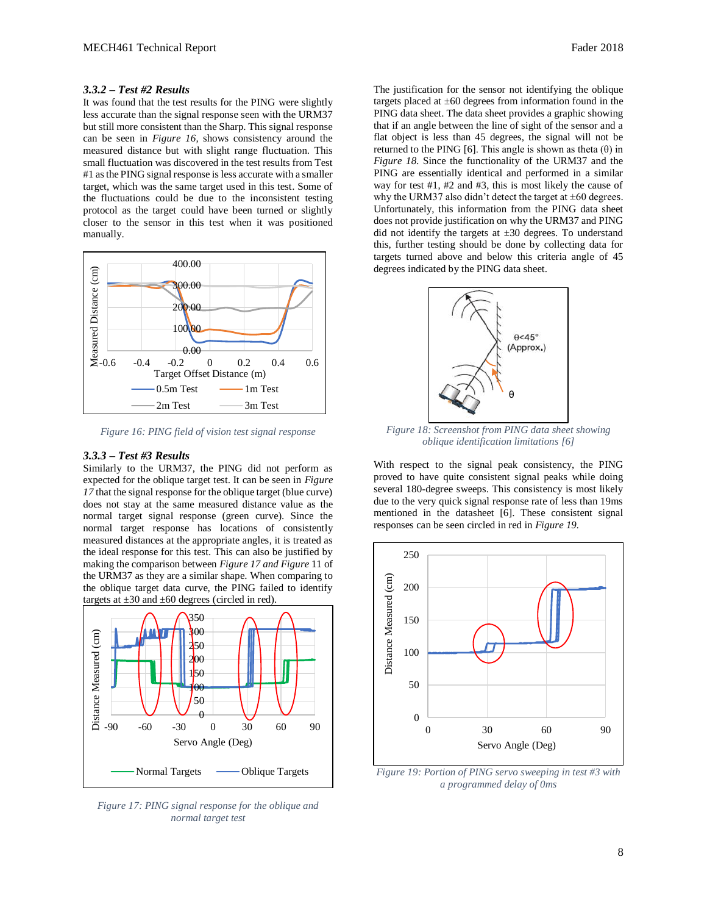### *3.3.2 – Test #2 Results*

It was found that the test results for the PING were slightly less accurate than the signal response seen with the URM37 but still more consistent than the Sharp. This signal response can be seen in *Figure 16,* shows consistency around the measured distance but with slight range fluctuation. This small fluctuation was discovered in the test results from Test #1 as the PING signal response is less accurate with a smaller target, which was the same target used in this test. Some of the fluctuations could be due to the inconsistent testing protocol as the target could have been turned or slightly closer to the sensor in this test when it was positioned manually.

*Figure 16: PING field of vision test signal response*

### *3.3.3 – Test #3 Results*

Similarly to the URM37, the PING did not perform as expected for the oblique target test. It can be seen in *Figure 17* that the signal response for the oblique target (blue curve) does not stay at the same measured distance value as the normal target signal response (green curve). Since the normal target response has locations of consistently measured distances at the appropriate angles, it is treated as the ideal response for this test. This can also be justified by making the comparison between *Figure 17 and Figure* 11 of the URM37 as they are a similar shape. When comparing to the oblique target data curve, the PING failed to identify targets at ±30 and ±60 degrees (circled in red).

*Figure 17: PING signal response for the oblique and normal target test*

The justification for the sensor not identifying the oblique targets placed at ±60 degrees from information found in the PING data sheet. The data sheet provides a graphic showing that if an angle between the line of sight of the sensor and a flat object is less than 45 degrees, the signal will not be returned to the PING [6]. This angle is shown as theta (θ) in *Figure 18.* Since the functionality of the URM37 and the PING are essentially identical and performed in a similar way for test #1, #2 and #3, this is most likely the cause of why the URM37 also didn't detect the target at ±60 degrees. Unfortunately, this information from the PING data sheet does not provide justification on why the URM37 and PING did not identify the targets at ±30 degrees. To understand this, further testing should be done by collecting data for targets turned above and below this criteria angle of 45 degrees indicated by the PING data sheet.

*Figure 18: Screenshot from PING data sheet showing oblique identification limitations [6]*

With respect to the signal peak consistency, the PING proved to have quite consistent signal peaks while doing several 180-degree sweeps. This consistency is most likely due to the very quick signal response rate of less than 19ms mentioned in the datasheet [6]. These consistent signal responses can be seen circled in red in *Figure 19.*

*Figure 19: Portion of PING servo sweeping in test #3 with a programmed delay of 0ms*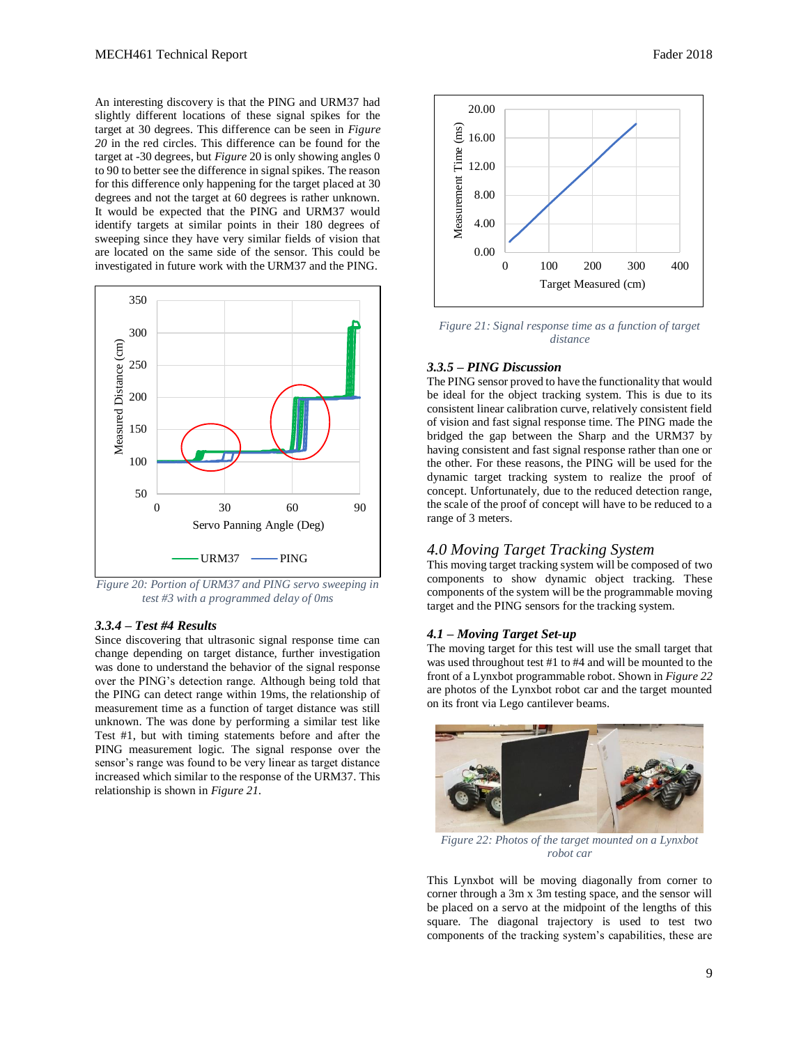An interesting discovery is that the PING and URM37 had slightly different locations of these signal spikes for the target at 30 degrees. This difference can be seen in *Figure 20* in the red circles. This difference can be found for the target at -30 degrees, but *Figure* 20 is only showing angles 0 to 90 to better see the difference in signal spikes. The reason for this difference only happening for the target placed at 30 degrees and not the target at 60 degrees is rather unknown. It would be expected that the PING and URM37 would identify targets at similar points in their 180 degrees of sweeping since they have very similar fields of vision that are located on the same side of the sensor. This could be investigated in future work with the URM37 and the PING.

*Figure 20: Portion of URM37 and PING servo sweeping in test #3 with a programmed delay of 0ms*

### *3.3.4 – Test #4 Results*

Since discovering that ultrasonic signal response time can change depending on target distance, further investigation was done to understand the behavior of the signal response over the PING's detection range. Although being told that the PING can detect range within 19ms, the relationship of measurement time as a function of target distance was still unknown. The was done by performing a similar test like Test #1, but with timing statements before and after the PING measurement logic. The signal response over the sensor's range was found to be very linear as target distance increased which similar to the response of the URM37. This relationship is shown in *Figure 21*.

*Figure 21: Signal response time as a function of target distance*

### *3.3.5 – PING Discussion*

The PING sensor proved to have the functionality that would be ideal for the object tracking system. This is due to its consistent linear calibration curve, relatively consistent field of vision and fast signal response time. The PING made the bridged the gap between the Sharp and the URM37 by having consistent and fast signal response rather than one or the other. For these reasons, the PING will be used for the dynamic target tracking system to realize the proof of concept. Unfortunately, due to the reduced detection range, the scale of the proof of concept will have to be reduced to a range of 3 meters.

## *4.0 Moving Target Tracking System*

This moving target tracking system will be composed of two components to show dynamic object tracking. These components of the system will be the programmable moving target and the PING sensors for the tracking system.

### *4.1 – Moving Target Set-up*

The moving target for this test will use the small target that was used throughout test #1 to #4 and will be mounted to the front of a Lynxbot programmable robot. Shown in *Figure 22* are photos of the Lynxbot robot car and the target mounted on its front via Lego cantilever beams.

*Figure 22: Photos of the target mounted on a Lynxbot robot car*

This Lynxbot will be moving diagonally from corner to corner through a 3m x 3m testing space, and the sensor will be placed on a servo at the midpoint of the lengths of this square. The diagonal trajectory is used to test two components of the tracking system's capabilities, these are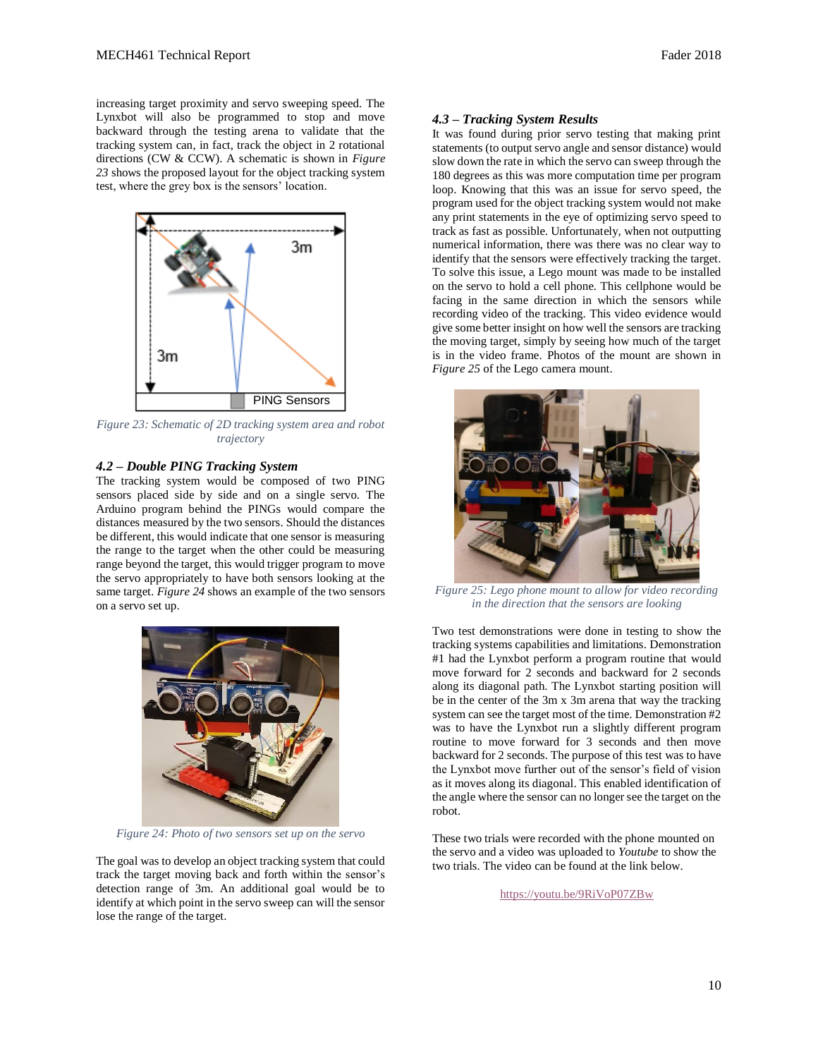increasing target proximity and servo sweeping speed. The Lynxbot will also be programmed to stop and move backward through the testing arena to validate that the tracking system can, in fact, track the object in 2 rotational directions (CW & CCW). A schematic is shown in *Figure 23* shows the proposed layout for the object tracking system test, where the grey box is the sensors' location.

*Figure 23: Schematic of 2D tracking system area and robot trajectory*

### *4.2 – Double PING Tracking System*

The tracking system would be composed of two PING sensors placed side by side and on a single servo. The Arduino program behind the PINGs would compare the distances measured by the two sensors. Should the distances be different, this would indicate that one sensor is measuring the range to the target when the other could be measuring range beyond the target, this would trigger program to move the servo appropriately to have both sensors looking at the same target. *Figure 24* shows an example of the two sensors on a servo set up.

*Figure 24: Photo of two sensors set up on the servo*

The goal was to develop an object tracking system that could track the target moving back and forth within the sensor's detection range of 3m. An additional goal would be to identify at which point in the servo sweep can will the sensor lose the range of the target.

### *4.3 – Tracking System Results*

It was found during prior servo testing that making print statements (to output servo angle and sensor distance) would slow down the rate in which the servo can sweep through the 180 degrees as this was more computation time per program loop. Knowing that this was an issue for servo speed, the program used for the object tracking system would not make any print statements in the eye of optimizing servo speed to track as fast as possible. Unfortunately, when not outputting numerical information, there was there was no clear way to identify that the sensors were effectively tracking the target. To solve this issue, a Lego mount was made to be installed on the servo to hold a cell phone. This cellphone would be facing in the same direction in which the sensors while recording video of the tracking. This video evidence would give some better insight on how well the sensors are tracking the moving target, simply by seeing how much of the target is in the video frame. Photos of the mount are shown in *Figure 25* of the Lego camera mount.

*Figure 25: Lego phone mount to allow for video recording in the direction that the sensors are looking*

Two test demonstrations were done in testing to show the tracking systems capabilities and limitations. Demonstration #1 had the Lynxbot perform a program routine that would move forward for 2 seconds and backward for 2 seconds along its diagonal path. The Lynxbot starting position will be in the center of the 3m x 3m arena that way the tracking system can see the target most of the time. Demonstration #2 was to have the Lynxbot run a slightly different program routine to move forward for 3 seconds and then move backward for 2 seconds. The purpose of this test was to have the Lynxbot move further out of the sensor's field of vision as it moves along its diagonal. This enabled identification of the angle where the sensor can no longer see the target on the robot.

These two trials were recorded with the phone mounted on the servo and a video was uploaded to *Youtube* to show the two trials. The video can be found at the link below.

https://youtu.be/9RiVoP07ZBw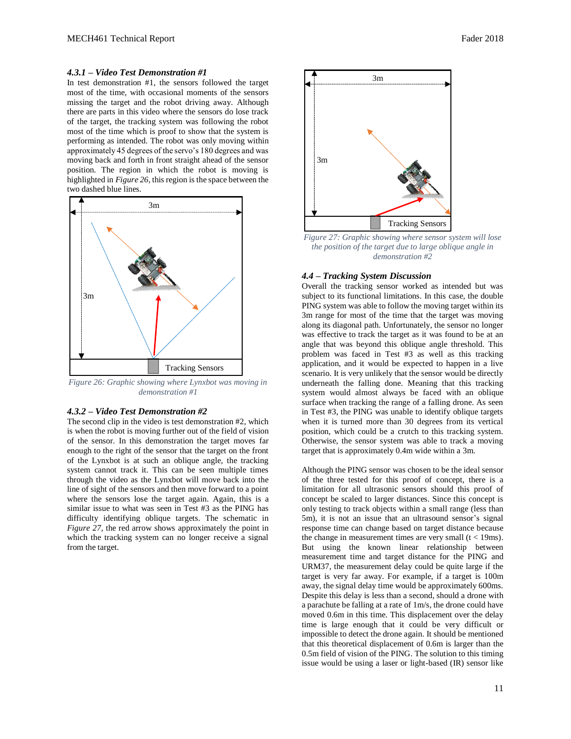#### *4.3.1 – Video Test Demonstration #1*

In test demonstration #1, the sensors followed the target most of the time, with occasional moments of the sensors missing the target and the robot driving away. Although there are parts in this video where the sensors do lose track of the target, the tracking system was following the robot most of the time which is proof to show that the system is performing as intended. The robot was only moving within approximately 45 degrees of the servo's 180 degrees and was moving back and forth in front straight ahead of the sensor position. The region in which the robot is moving is highlighted in *Figure 26*, this region is the space between the two dashed blue lines.

*Figure 26: Graphic showing where Lynxbot was moving in demonstration #1*

#### *4.3.2 – Video Test Demonstration #2*

The second clip in the video is test demonstration #2, which is when the robot is moving further out of the field of vision of the sensor. In this demonstration the target moves far enough to the right of the sensor that the target on the front of the Lynxbot is at such an oblique angle, the tracking system cannot track it. This can be seen multiple times through the video as the Lynxbot will move back into the line of sight of the sensors and then move forward to a point where the sensors lose the target again. Again, this is a similar issue to what was seen in Test #3 as the PING has difficulty identifying oblique targets. The schematic in *Figure 27*, the red arrow shows approximately the point in which the tracking system can no longer receive a signal from the target.

*Figure 27: Graphic showing where sensor system will lose the position of the target due to large oblique angle in demonstration #2*

### *4.4 – Tracking System Discussion*

Overall the tracking sensor worked as intended but was subject to its functional limitations. In this case, the double PING system was able to follow the moving target within its 3m range for most of the time that the target was moving along its diagonal path. Unfortunately, the sensor no longer was effective to track the target as it was found to be at an angle that was beyond this oblique angle threshold. This problem was faced in Test #3 as well as this tracking application, and it would be expected to happen in a live scenario. It is very unlikely that the sensor would be directly underneath the falling done. Meaning that this tracking system would almost always be faced with an oblique surface when tracking the range of a falling drone. As seen in Test #3, the PING was unable to identify oblique targets when it is turned more than 30 degrees from its vertical position, which could be a crutch to this tracking system. Otherwise, the sensor system was able to track a moving target that is approximately 0.4m wide within a 3m.

Although the PING sensor was chosen to be the ideal sensor of the three tested for this proof of concept, there is a limitation for all ultrasonic sensors should this proof of concept be scaled to larger distances. Since this concept is only testing to track objects within a small range (less than 5m), it is not an issue that an ultrasound sensor's signal response time can change based on target distance because the change in measurement times are very small ($t < 19$ms). But using the known linear relationship between measurement time and target distance for the PING and URM37, the measurement delay could be quite large if the target is very far away. For example, if a target is 100m away, the signal delay time would be approximately 600ms. Despite this delay is less than a second, should a drone with a parachute be falling at a rate of 1m/s, the drone could have moved 0.6m in this time. This displacement over the delay time is large enough that it could be very difficult or impossible to detect the drone again. It should be mentioned that this theoretical displacement of 0.6m is larger than the 0.5m field of vision of the PING. The solution to this timing issue would be using a laser or light-based (IR) sensor like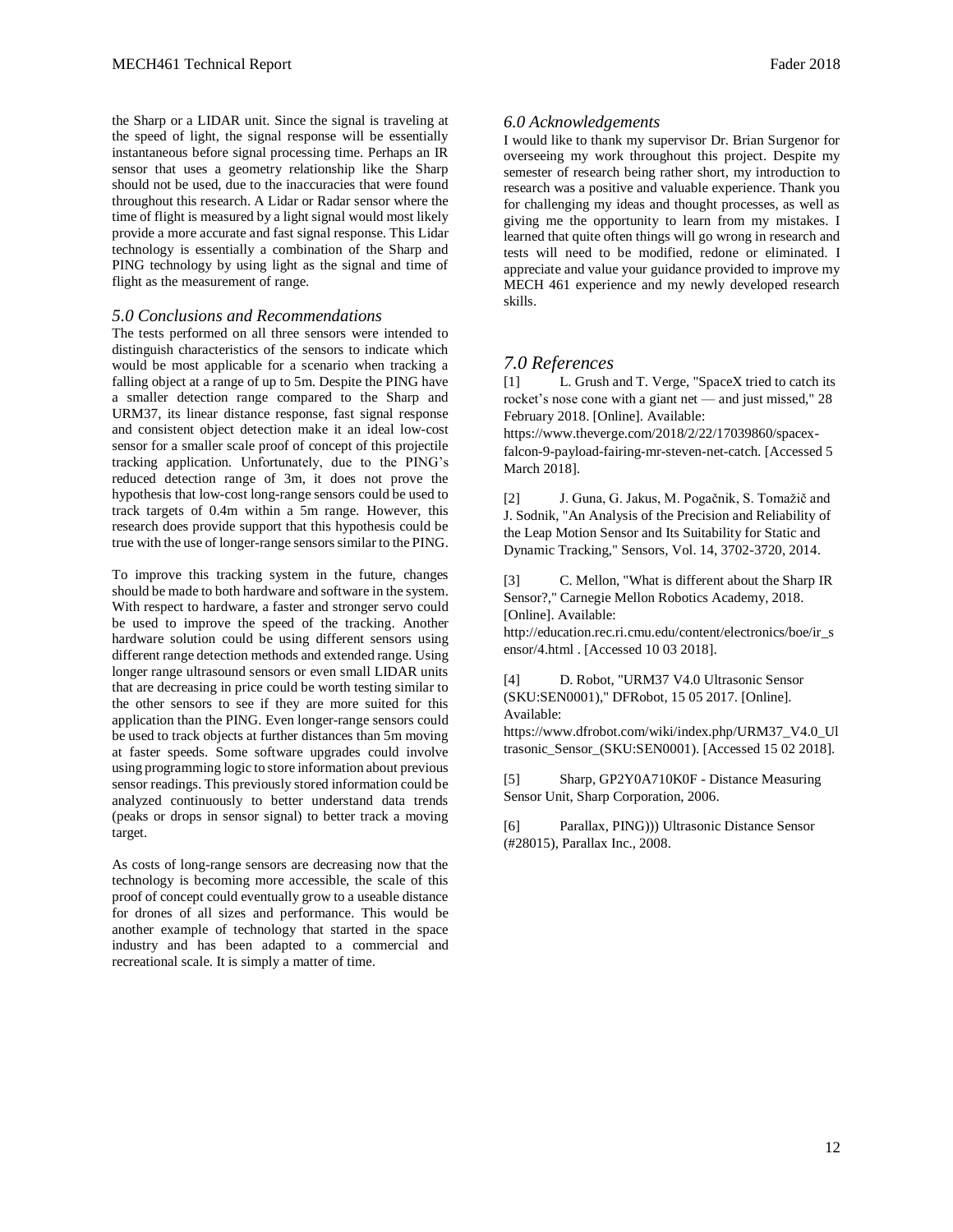the Sharp or a LIDAR unit. Since the signal is traveling at the speed of light, the signal response will be essentially instantaneous before signal processing time. Perhaps an IR sensor that uses a geometry relationship like the Sharp should not be used, due to the inaccuracies that were found throughout this research. A Lidar or Radar sensor where the time of flight is measured by a light signal would most likely provide a more accurate and fast signal response. This Lidar technology is essentially a combination of the Sharp and PING technology by using light as the signal and time of flight as the measurement of range.

## *5.0 Conclusions and Recommendations*

The tests performed on all three sensors were intended to distinguish characteristics of the sensors to indicate which would be most applicable for a scenario when tracking a falling object at a range of up to 5m. Despite the PING have a smaller detection range compared to the Sharp and URM37, its linear distance response, fast signal response and consistent object detection make it an ideal low-cost sensor for a smaller scale proof of concept of this projectile tracking application. Unfortunately, due to the PING's reduced detection range of 3m, it does not prove the hypothesis that low-cost long-range sensors could be used to track targets of 0.4m within a 5m range. However, this research does provide support that this hypothesis could be true with the use of longer-range sensors similar to the PING.

To improve this tracking system in the future, changes should be made to both hardware and software in the system. With respect to hardware, a faster and stronger servo could be used to improve the speed of the tracking. Another hardware solution could be using different sensors using different range detection methods and extended range. Using longer range ultrasound sensors or even small LIDAR units that are decreasing in price could be worth testing similar to the other sensors to see if they are more suited for this application than the PING. Even longer-range sensors could be used to track objects at further distances than 5m moving at faster speeds. Some software upgrades could involve using programming logic to store information about previous sensor readings. This previously stored information could be analyzed continuously to better understand data trends (peaks or drops in sensor signal) to better track a moving target.

As costs of long-range sensors are decreasing now that the technology is becoming more accessible, the scale of this proof of concept could eventually grow to a useable distance for drones of all sizes and performance. This would be another example of technology that started in the space industry and has been adapted to a commercial and recreational scale. It is simply a matter of time.

## *6.0 Acknowledgements*

I would like to thank my supervisor Dr. Brian Surgenor for overseeing my work throughout this project. Despite my semester of research being rather short, my introduction to research was a positive and valuable experience. Thank you for challenging my ideas and thought processes, as well as giving me the opportunity to learn from my mistakes. I learned that quite often things will go wrong in research and tests will need to be modified, redone or eliminated. I appreciate and value your guidance provided to improve my MECH 461 experience and my newly developed research skills.

## *7.0 References*

[1] L. Grush and T. Verge, "SpaceX tried to catch its rocket's nose cone with a giant net — and just missed," 28 February 2018. [Online]. Available: https://www.theverge.com/2018/2/22/17039860/spacex-falcon-9-payload-fairing-mr-steven-net-catch. [Accessed 5 March 2018].

[2] J. Guna, G. Jakus, M. Pogačnik, S. Tomažič and J. Sodnik, "An Analysis of the Precision and Reliability of the Leap Motion Sensor and Its Suitability for Static and Dynamic Tracking," Sensors, Vol. 14, 3702-3720, 2014.

[3] C. Mellon, "What is different about the Sharp IR Sensor?," Carnegie Mellon Robotics Academy, 2018. [Online]. Available: http://education.rec.ri.cmu.edu/content/electronics/boe/ir_sensor/4.html . [Accessed 10 03 2018].

[4] D. Robot, "URM37 V4.0 Ultrasonic Sensor (SKU:SEN0001)," DFRobot, 15 05 2017. [Online]. Available: https://www.dfrobot.com/wiki/index.php/URM37_V4.0_Ultrasonic_Sensor_(SKU:SEN0001). [Accessed 15 02 2018].

[5] Sharp, GP2Y0A710K0F - Distance Measuring Sensor Unit, Sharp Corporation, 2006.

[6] Parallax, PING))) Ultrasonic Distance Sensor (#28015), Parallax Inc., 2008.